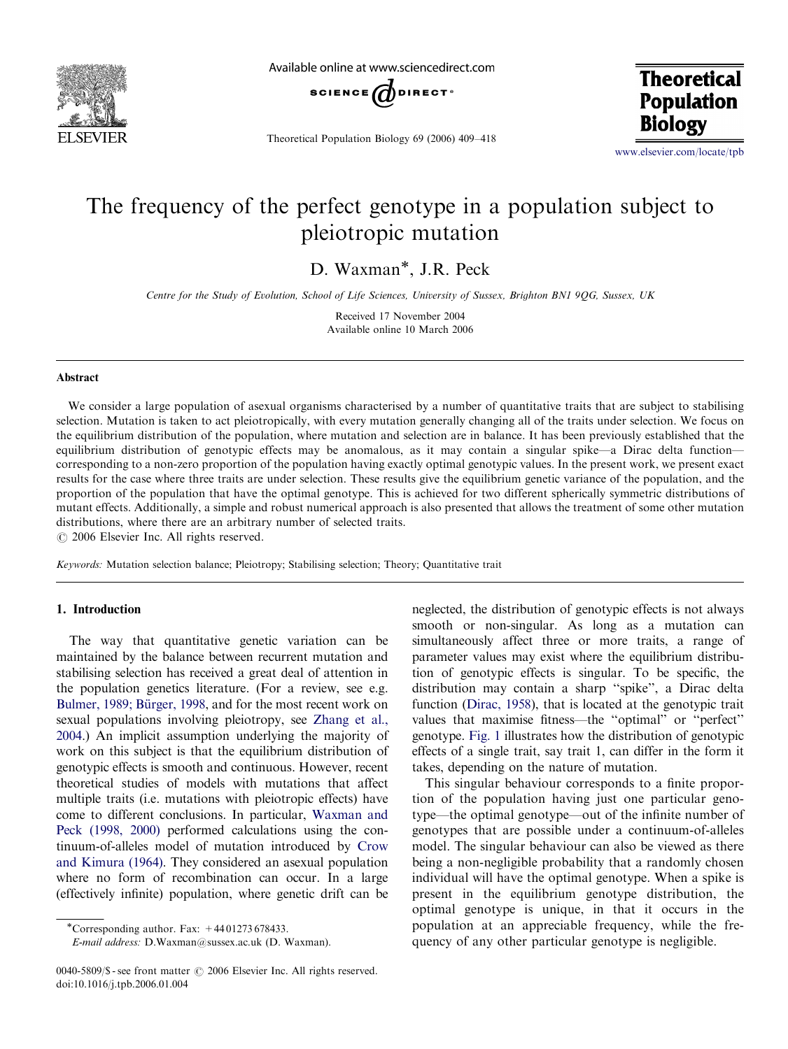# The frequency of the perfect genotype in a population subject to pleiotropic mutation

D. Waxman*, J.R. Peck

*Centre for the Study of Evolution, School of Life Sciences, University of Sussex, Brighton BN1 9QG, Sussex, UK*

Received 17 November 2004

Available online 10 March 2006

## Abstract

We consider a large population of asexual organisms characterised by a number of quantitative traits that are subject to stabilising selection. Mutation is taken to act pleiotropically, with every mutation generally changing all of the traits under selection. We focus on the equilibrium distribution of the population, where mutation and selection are in balance. It has been previously established that the equilibrium distribution of genotypic effects may be anomalous, as it may contain a singular spike—a Dirac delta function—corresponding to a non-zero proportion of the population having exactly optimal genotypic values. In the present work, we present exact results for the case where three traits are under selection. These results give the equilibrium genetic variance of the population, and the proportion of the population that have the optimal genotype. This is achieved for two different spherically symmetric distributions of mutant effects. Additionally, a simple and robust numerical approach is also presented that allows the treatment of some other mutation distributions, where there are an arbitrary number of selected traits.

© 2006 Elsevier Inc. All rights reserved.

*Keywords:* Mutation selection balance; Pleiotropy; Stabilising selection; Theory; Quantitative trait

## 1. Introduction

The way that quantitative genetic variation can be maintained by the balance between recurrent mutation and stabilising selection has received a great deal of attention in the population genetics literature. (For a review, see e.g. Bulmer, 1989; Bürger, 1998, and for the most recent work on sexual populations involving pleiotropy, see Zhang et al., 2004.) An implicit assumption underlying the majority of work on this subject is that the equilibrium distribution of genotypic effects is smooth and continuous. However, recent theoretical studies of models with mutations that affect multiple traits (i.e. mutations with pleiotropic effects) have come to different conclusions. In particular, Waxman and Peck (1998, 2000) performed calculations using the continuum-of-alleles model of mutation introduced by Crow and Kimura (1964). They considered an asexual population where no form of recombination can occur. In a large (effectively infinite) population, where genetic drift can be neglected, the distribution of genotypic effects is not always smooth or non-singular. As long as a mutation can simultaneously affect three or more traits, a range of parameter values may exist where the equilibrium distribution of genotypic effects is singular. To be specific, the distribution may contain a sharp "spike", a Dirac delta function (Dirac, 1958), that is located at the genotypic trait values that maximise fitness—the "optimal" or "perfect" genotype. Fig. 1 illustrates how the distribution of genotypic effects of a single trait, say trait 1, can differ in the form it takes, depending on the nature of mutation.

This singular behaviour corresponds to a finite proportion of the population having just one particular genotype—the optimal genotype—out of the infinite number of genotypes that are possible under a continuum-of-alleles model. The singular behaviour can also be viewed as there being a non-negligible probability that a randomly chosen individual will have the optimal genotype. When a spike is present in the equilibrium genotype distribution, the optimal genotype is unique, in that it occurs in the population at an appreciable frequency, while the frequency of any other particular genotype is negligible.

*Corresponding author. Fax: +44 01273 678433.
*E-mail address:* D.Waxman@sussex.ac.uk (D. Waxman).

0040-5809/$ - see front matter © 2006 Elsevier Inc. All rights reserved.
doi:10.1016/j.tpb.2006.01.004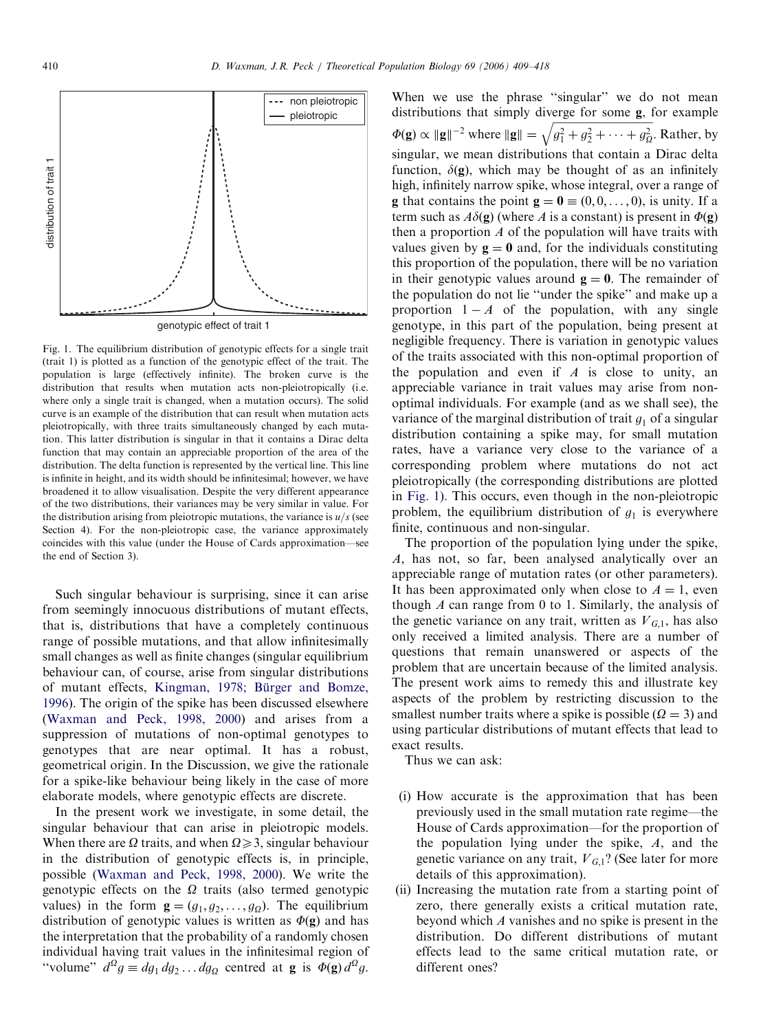Fig. 1. The equilibrium distribution of genotypic effects for a single trait (trait 1) is plotted as a function of the genotypic effect of the trait. The population is large (effectively infinite). The broken curve is the distribution that results when mutation acts non-pleiotropically (i.e. where only a single trait is changed, when a mutation occurs). The solid curve is an example of the distribution that can result when mutation acts pleiotropically, with three traits simultaneously changed by each mutation. This latter distribution is singular in that it contains a Dirac delta function that may contain an appreciable proportion of the area of the distribution. The delta function is represented by the vertical line. This line is infinite in height, and its width should be infinitesimal; however, we have broadened it to allow visualisation. Despite the very different appearance of the two distributions, their variances may be very similar in value. For the distribution arising from pleiotropic mutations, the variance is $u/s$ (see Section 4). For the non-pleiotropic case, the variance approximately coincides with this value (under the House of Cards approximation—see the end of Section 3).

Such singular behaviour is surprising, since it can arise from seemingly innocuous distributions of mutant effects, that is, distributions that have a completely continuous range of possible mutations, and that allow infinitesimally small changes as well as finite changes (singular equilibrium behaviour can, of course, arise from singular distributions of mutant effects, Kingman, 1978; Bürger and Bomze, 1996). The origin of the spike has been discussed elsewhere (Waxman and Peck, 1998, 2000) and arises from a suppression of mutations of non-optimal genotypes to genotypes that are near optimal. It has a robust, geometrical origin. In the Discussion, we give the rationale for a spike-like behaviour being likely in the case of more elaborate models, where genotypic effects are discrete.

In the present work we investigate, in some detail, the singular behaviour that can arise in pleiotropic models. When there are $\Omega$ traits, and when $\Omega \geqslant 3$, singular behaviour in the distribution of genotypic effects is, in principle, possible (Waxman and Peck, 1998, 2000). We write the genotypic effects on the $\Omega$ traits (also termed genotypic values) in the form $\mathbf{g} = (g_1, g_2, \ldots, g_\Omega)$. The equilibrium distribution of genotypic values is written as $\Phi(\mathbf{g})$ and has the interpretation that the probability of a randomly chosen individual having trait values in the infinitesimal region of "volume" $d^\Omega g \equiv dg_1\, dg_2 \ldots dg_\Omega$ centred at $\mathbf{g}$ is $\Phi(\mathbf{g})\, d^\Omega g$. When we use the phrase "singular" we do not mean distributions that simply diverge for some $\mathbf{g}$, for example $\Phi(\mathbf{g}) \propto \|\mathbf{g}\|^{-2}$ where $\|\mathbf{g}\| = \sqrt{g_1^2 + g_2^2 + \cdots + g_\Omega^2}$. Rather, by singular, we mean distributions that contain a Dirac delta function, $\delta(\mathbf{g})$, which may be thought of as an infinitely high, infinitely narrow spike, whose integral, over a range of $\mathbf{g}$ that contains the point $\mathbf{g} = \mathbf{0} \equiv (0, 0, \ldots, 0)$, is unity. If a term such as $A\delta(\mathbf{g})$ (where $A$ is a constant) is present in $\Phi(\mathbf{g})$ then a proportion $A$ of the population will have traits with values given by $\mathbf{g} = \mathbf{0}$ and, for the individuals constituting this proportion of the population, there will be no variation in their genotypic values around $\mathbf{g} = \mathbf{0}$. The remainder of the population do not lie "under the spike" and make up a proportion $1 - A$ of the population, with any single genotype, in this part of the population, being present at negligible frequency. There is variation in genotypic values of the traits associated with this non-optimal proportion of the population and even if $A$ is close to unity, an appreciable variance in trait values may arise from non-optimal individuals. For example (and as we shall see), the variance of the marginal distribution of trait $g_1$ of a singular distribution containing a spike may, for small mutation rates, have a variance very close to the variance of a corresponding problem where mutations do not act pleiotropically (the corresponding distributions are plotted in Fig. 1). This occurs, even though in the non-pleiotropic problem, the equilibrium distribution of $g_1$ is everywhere finite, continuous and non-singular.

The proportion of the population lying under the spike, $A$, has not, so far, been analysed analytically over an appreciable range of mutation rates (or other parameters). It has been approximated only when close to $A = 1$, even though $A$ can range from 0 to 1. Similarly, the analysis of the genetic variance on any trait, written as $V_{G,1}$, has also only received a limited analysis. There are a number of questions that remain unanswered or aspects of the problem that are uncertain because of the limited analysis. The present work aims to remedy this and illustrate key aspects of the problem by restricting discussion to the smallest number traits where a spike is possible ($\Omega = 3$) and using particular distributions of mutant effects that lead to exact results.

Thus we can ask:

(i) How accurate is the approximation that has been previously used in the small mutation rate regime—the House of Cards approximation—for the proportion of the population lying under the spike, $A$, and the genetic variance on any trait, $V_{G,1}$? (See later for more details of this approximation).

(ii) Increasing the mutation rate from a starting point of zero, there generally exists a critical mutation rate, beyond which $A$ vanishes and no spike is present in the distribution. Do different distributions of mutant effects lead to the same critical mutation rate, or different ones?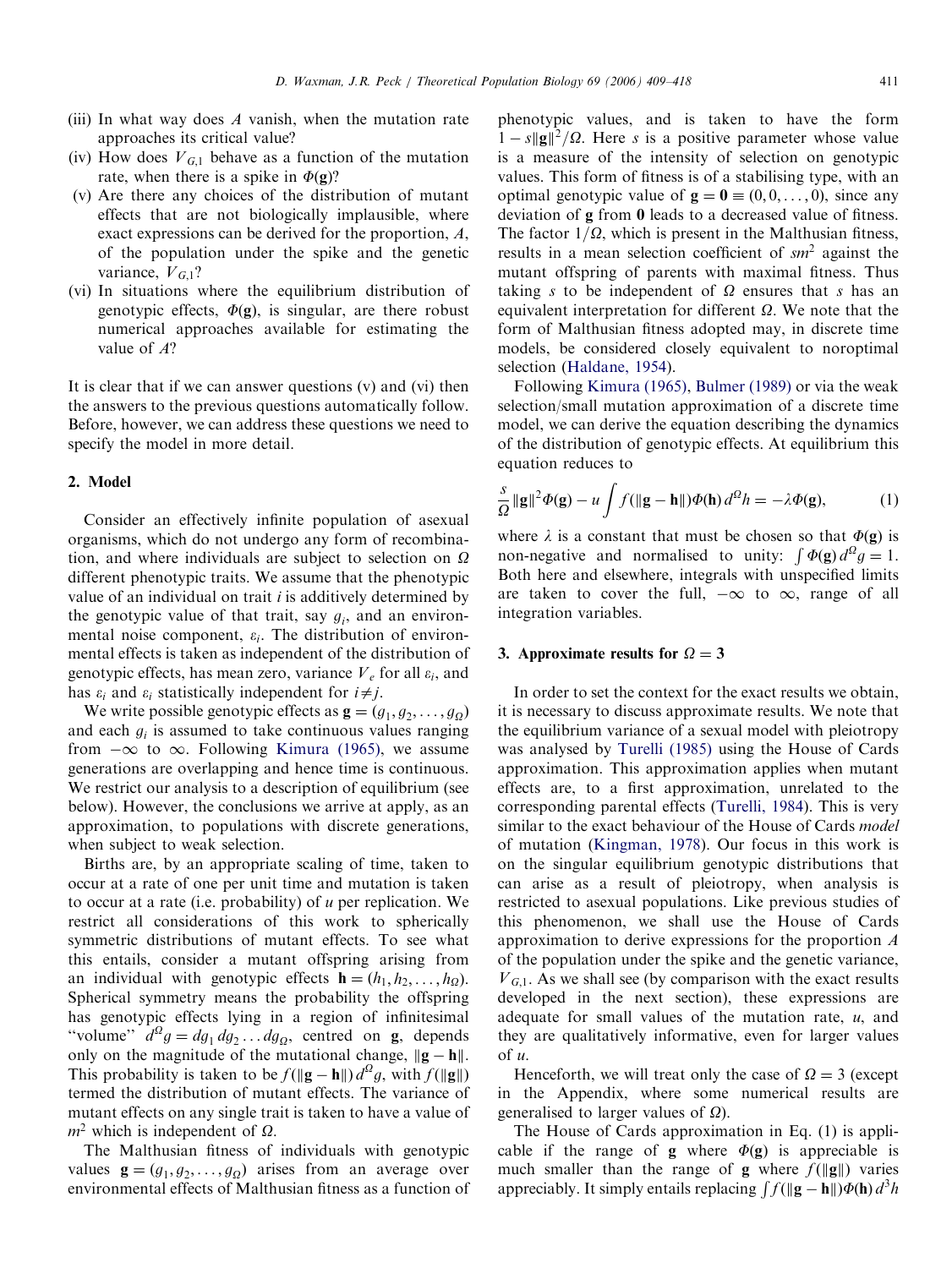(iii) In what way does $A$ vanish, when the mutation rate approaches its critical value?

(iv) How does $V_{G,1}$ behave as a function of the mutation rate, when there is a spike in $\Phi(\mathbf{g})$?

(v) Are there any choices of the distribution of mutant effects that are not biologically implausible, where exact expressions can be derived for the proportion, $A$, of the population under the spike and the genetic variance, $V_{G,1}$?

(vi) In situations where the equilibrium distribution of genotypic effects, $\Phi(\mathbf{g})$, is singular, are there robust numerical approaches available for estimating the value of $A$?

It is clear that if we can answer questions (v) and (vi) then the answers to the previous questions automatically follow. Before, however, we can address these questions we need to specify the model in more detail.

## 2. Model

Consider an effectively infinite population of asexual organisms, which do not undergo any form of recombination, and where individuals are subject to selection on $\Omega$ different phenotypic traits. We assume that the phenotypic value of an individual on trait $i$ is additively determined by the genotypic value of that trait, say $g_i$, and an environmental noise component, $\varepsilon_i$. The distribution of environmental effects is taken as independent of the distribution of genotypic effects, has mean zero, variance $V_e$ for all $\varepsilon_i$, and has $\varepsilon_i$ and $\varepsilon_j$ statistically independent for $i \neq j$.

We write possible genotypic effects as $\mathbf{g} = (g_1, g_2, \ldots, g_\Omega)$ and each $g_i$ is assumed to take continuous values ranging from $-\infty$ to $\infty$. Following Kimura (1965), we assume generations are overlapping and hence time is continuous. We restrict our analysis to a description of equilibrium (see below). However, the conclusions we arrive at apply, as an approximation, to populations with discrete generations, when subject to weak selection.

Births are, by an appropriate scaling of time, taken to occur at a rate of one per unit time and mutation is taken to occur at a rate (i.e. probability) of $u$ per replication. We restrict all considerations of this work to spherically symmetric distributions of mutant effects. To see what this entails, consider a mutant offspring arising from an individual with genotypic effects $\mathbf{h} = (h_1, h_2, \ldots, h_\Omega)$. Spherical symmetry means the probability the offspring has genotypic effects lying in a region of infinitesimal "volume" $d^\Omega g = dg_1\, dg_2 \ldots dg_\Omega$, centred on $\mathbf{g}$, depends only on the magnitude of the mutational change, $\|\mathbf{g} - \mathbf{h}\|$. This probability is taken to be $f(\|\mathbf{g} - \mathbf{h}\|)\, d^\Omega g$, with $f(\|\mathbf{g}\|)$ termed the distribution of mutant effects. The variance of mutant effects on any single trait is taken to have a value of $m^2$ which is independent of $\Omega$.

The Malthusian fitness of individuals with genotypic values $\mathbf{g} = (g_1, g_2, \ldots, g_\Omega)$ arises from an average over environmental effects of Malthusian fitness as a function of phenotypic values, and is taken to have the form $1 - s\|\mathbf{g}\|^2/\Omega$. Here $s$ is a positive parameter whose value is a measure of the intensity of selection on genotypic values. This form of fitness is of a stabilising type, with an optimal genotypic value of $\mathbf{g} = \mathbf{0} \equiv (0, 0, \ldots, 0)$, since any deviation of $\mathbf{g}$ from $\mathbf{0}$ leads to a decreased value of fitness. The factor $1/\Omega$, which is present in the Malthusian fitness, results in a mean selection coefficient of $sm^2$ against the mutant offspring of parents with maximal fitness. Thus taking $s$ to be independent of $\Omega$ ensures that $s$ has an equivalent interpretation for different $\Omega$. We note that the form of Malthusian fitness adopted may, in discrete time models, be considered closely equivalent to nonoptimal selection (Haldane, 1954).

Following Kimura (1965), Bulmer (1989) or via the weak selection/small mutation approximation of a discrete time model, we can derive the equation describing the dynamics of the distribution of genotypic effects. At equilibrium this equation reduces to

$$\frac{s}{\Omega}\|\mathbf{g}\|^2\Phi(\mathbf{g}) - u\int f(\|\mathbf{g} - \mathbf{h}\|)\Phi(\mathbf{h})\, d^\Omega h = -\lambda\Phi(\mathbf{g}), \tag{1}$$

where $\lambda$ is a constant that must be chosen so that $\Phi(\mathbf{g})$ is non-negative and normalised to unity: $\int \Phi(\mathbf{g})\, d^\Omega g = 1$. Both here and elsewhere, integrals with unspecified limits are taken to cover the full, $-\infty$ to $\infty$, range of all integration variables.

## 3. Approximate results for $\Omega = 3$

In order to set the context for the exact results we obtain, it is necessary to discuss approximate results. We note that the equilibrium variance of a sexual model with pleiotropy was analysed by Turelli (1985) using the House of Cards approximation. This approximation applies when mutant effects are, to a first approximation, unrelated to the corresponding parental effects (Turelli, 1984). This is very similar to the exact behaviour of the House of Cards *model* of mutation (Kingman, 1978). Our focus in this work is on the singular equilibrium genotypic distributions that can arise as a result of pleiotropy, when analysis is restricted to asexual populations. Like previous studies of this phenomenon, we shall use the House of Cards approximation to derive expressions for the proportion $A$ of the population under the spike and the genetic variance, $V_{G,1}$. As we shall see (by comparison with the exact results developed in the next section), these expressions are adequate for small values of the mutation rate, $u$, and they are qualitatively informative, even for larger values of $u$.

Henceforth, we will treat only the case of $\Omega = 3$ (except in the Appendix, where some numerical results are generalised to larger values of $\Omega$).

The House of Cards approximation in Eq. (1) is applicable if the range of $\mathbf{g}$ where $\Phi(\mathbf{g})$ is appreciable is much smaller than the range of $\mathbf{g}$ where $f(\|\mathbf{g}\|)$ varies appreciably. It simply entails replacing $\int f(\|\mathbf{g} - \mathbf{h}\|)\Phi(\mathbf{h})\, d^3 h$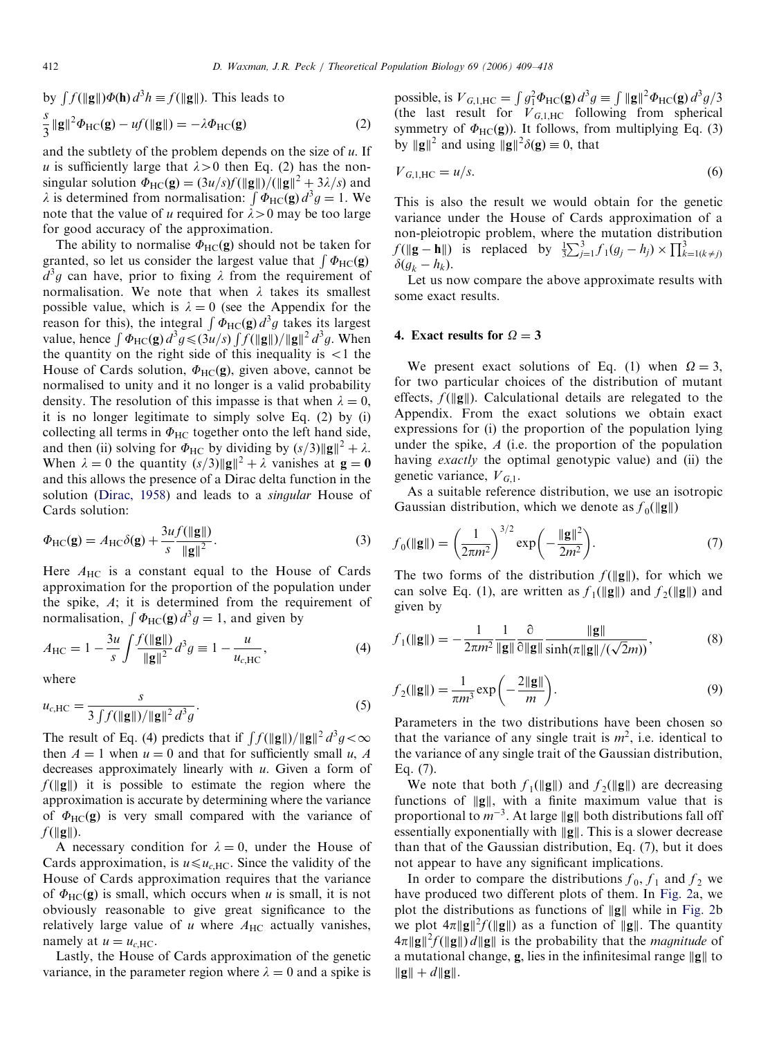by $\int f(\|\mathbf{g}\|)\Phi(\mathbf{h})\, d^3h \equiv f(\|\mathbf{g}\|)$. This leads to

$$\frac{s}{3}\|\mathbf{g}\|^2\Phi_{\mathrm{HC}}(\mathbf{g}) - uf(\|\mathbf{g}\|) = -\lambda\Phi_{\mathrm{HC}}(\mathbf{g}) \tag{2}$$

and the subtlety of the problem depends on the size of $u$. If $u$ is sufficiently large that $\lambda > 0$ then Eq. (2) has the non-singular solution $\Phi_{\mathrm{HC}}(\mathbf{g}) = (3u/s)f(\|\mathbf{g}\|)/(\|\mathbf{g}\|^2 + 3\lambda/s)$ and $\lambda$ is determined from normalisation: $\int \Phi_{\mathrm{HC}}(\mathbf{g})\, d^3g = 1$. We note that the value of $u$ required for $\lambda > 0$ may be too large for good accuracy of the approximation.

The ability to normalise $\Phi_{\mathrm{HC}}(\mathbf{g})$ should not be taken for granted, so let us consider the largest value that $\int \Phi_{\mathrm{HC}}(\mathbf{g})\, d^3g$ can have, prior to fixing $\lambda$ from the requirement of normalisation. We note that when $\lambda$ takes its smallest possible value, which is $\lambda = 0$ (see the Appendix for the reason for this), the integral $\int \Phi_{\mathrm{HC}}(\mathbf{g})\, d^3g$ takes its largest value, hence $\int \Phi_{\mathrm{HC}}(\mathbf{g})\, d^3g \leqslant (3u/s)\int f(\|\mathbf{g}\|)/\|\mathbf{g}\|^2\, d^3g$. When the quantity on the right side of this inequality is $<1$ the House of Cards solution, $\Phi_{\mathrm{HC}}(\mathbf{g})$, given above, cannot be normalised to unity and it no longer is a valid probability density. The resolution of this impasse is that when $\lambda = 0$, it is no longer legitimate to simply solve Eq. (2) by (i) collecting all terms in $\Phi_{\mathrm{HC}}$ together onto the left hand side, and then (ii) solving for $\Phi_{\mathrm{HC}}$ by dividing by $(s/3)\|\mathbf{g}\|^2 + \lambda$. When $\lambda = 0$ the quantity $(s/3)\|\mathbf{g}\|^2 + \lambda$ vanishes at $\mathbf{g} = \mathbf{0}$ and this allows the presence of a Dirac delta function in the solution (Dirac, 1958) and leads to a *singular* House of Cards solution:

$$\Phi_{\mathrm{HC}}(\mathbf{g}) = A_{\mathrm{HC}}\delta(\mathbf{g}) + \frac{3u}{s}\frac{f(\|\mathbf{g}\|)}{\|\mathbf{g}\|^2}. \tag{3}$$

Here $A_{\mathrm{HC}}$ is a constant equal to the House of Cards approximation for the proportion of the population under the spike, $A$; it is determined from the requirement of normalisation, $\int \Phi_{\mathrm{HC}}(\mathbf{g})\, d^3g = 1$, and given by

$$A_{\mathrm{HC}} = 1 - \frac{3u}{s}\int \frac{f(\|\mathbf{g}\|)}{\|\mathbf{g}\|^2}\, d^3g \equiv 1 - \frac{u}{u_{c,\mathrm{HC}}}, \tag{4}$$

where

$$u_{c,\mathrm{HC}} = \frac{s}{3\int f(\|\mathbf{g}\|)/\|\mathbf{g}\|^2\, d^3g}. \tag{5}$$

The result of Eq. (4) predicts that if $\int f(\|\mathbf{g}\|)/\|\mathbf{g}\|^2\, d^3g < \infty$ then $A = 1$ when $u = 0$ and that for sufficiently small $u$, $A$ decreases approximately linearly with $u$. Given a form of $f(\|\mathbf{g}\|)$ it is possible to estimate the region where the approximation is accurate by determining where the variance of $\Phi_{\mathrm{HC}}(\mathbf{g})$ is very small compared with the variance of $f(\|\mathbf{g}\|)$.

A necessary condition for $\lambda = 0$, under the House of Cards approximation, is $u \leqslant u_{c,\mathrm{HC}}$. Since the validity of the House of Cards approximation requires that the variance of $\Phi_{\mathrm{HC}}(\mathbf{g})$ is small, which occurs when $u$ is small, it is not obviously reasonable to give great significance to the relatively large value of $u$ where $A_{\mathrm{HC}}$ actually vanishes, namely at $u = u_{c,\mathrm{HC}}$.

Lastly, the House of Cards approximation of the genetic variance, in the parameter region where $\lambda = 0$ and a spike is possible, is $V_{G,1,\mathrm{HC}} = \int g_1^2\Phi_{\mathrm{HC}}(\mathbf{g})\, d^3g \equiv \int \|\mathbf{g}\|^2\Phi_{\mathrm{HC}}(\mathbf{g})\, d^3g/3$ (the last result for $V_{G,1,\mathrm{HC}}$ following from spherical symmetry of $\Phi_{\mathrm{HC}}(\mathbf{g})$). It follows, from multiplying Eq. (3) by $\|\mathbf{g}\|^2$ and using $\|\mathbf{g}\|^2\delta(\mathbf{g}) \equiv 0$, that

$$V_{G,1,\mathrm{HC}} = u/s. \tag{6}$$

This is also the result we would obtain for the genetic variance under the House of Cards approximation of a non-pleiotropic problem, where the mutation distribution $f(\|\mathbf{g} - \mathbf{h}\|)$ is replaced by $\frac{1}{3}\sum_{j=1}^{3} f_1(g_j - h_j) \times \prod_{k=1(k\neq j)}^{3} \delta(g_k - h_k)$.

Let us now compare the above approximate results with some exact results.

## 4. Exact results for $\Omega = 3$

We present exact solutions of Eq. (1) when $\Omega = 3$, for two particular choices of the distribution of mutant effects, $f(\|\mathbf{g}\|)$. Calculational details are relegated to the Appendix. From the exact solutions we obtain exact expressions for (i) the proportion of the population lying under the spike, $A$ (i.e. the proportion of the population having *exactly* the optimal genotypic value) and (ii) the genetic variance, $V_{G,1}$.

As a suitable reference distribution, we use an isotropic Gaussian distribution, which we denote as $f_0(\|\mathbf{g}\|)$

$$f_0(\|\mathbf{g}\|) = \left(\frac{1}{2\pi m^2}\right)^{3/2}\exp\left(-\frac{\|\mathbf{g}\|^2}{2m^2}\right). \tag{7}$$

The two forms of the distribution $f(\|\mathbf{g}\|)$, for which we can solve Eq. (1), are written as $f_1(\|\mathbf{g}\|)$ and $f_2(\|\mathbf{g}\|)$ and given by

$$f_1(\|\mathbf{g}\|) = -\frac{1}{2\pi m^2}\frac{1}{\|\mathbf{g}\|}\frac{\partial}{\partial\|\mathbf{g}\|}\frac{\|\mathbf{g}\|}{\sinh(\pi\|\mathbf{g}\|/(\sqrt{2}m))}, \tag{8}$$

$$f_2(\|\mathbf{g}\|) = \frac{1}{\pi m^3}\exp\left(-\frac{2\|\mathbf{g}\|}{m}\right). \tag{9}$$

Parameters in the two distributions have been chosen so that the variance of any single trait is $m^2$, i.e. identical to the variance of any single trait of the Gaussian distribution, Eq. (7).

We note that both $f_1(\|\mathbf{g}\|)$ and $f_2(\|\mathbf{g}\|)$ are decreasing functions of $\|\mathbf{g}\|$, with a finite maximum value that is proportional to $m^{-3}$. At large $\|\mathbf{g}\|$ both distributions fall off essentially exponentially with $\|\mathbf{g}\|$. This is a slower decrease than that of the Gaussian distribution, Eq. (7), but it does not appear to have any significant implications.

In order to compare the distributions $f_0$, $f_1$ and $f_2$ we have produced two different plots of them. In Fig. 2a, we plot the distributions as functions of $\|\mathbf{g}\|$ while in Fig. 2b we plot $4\pi\|\mathbf{g}\|^2 f(\|\mathbf{g}\|)$ as a function of $\|\mathbf{g}\|$. The quantity $4\pi\|\mathbf{g}\|^2 f(\|\mathbf{g}\|)\, d\|\mathbf{g}\|$ is the probability that the *magnitude* of a mutational change, $\mathbf{g}$, lies in the infinitesimal range $\|\mathbf{g}\|$ to $\|\mathbf{g}\| + d\|\mathbf{g}\|$.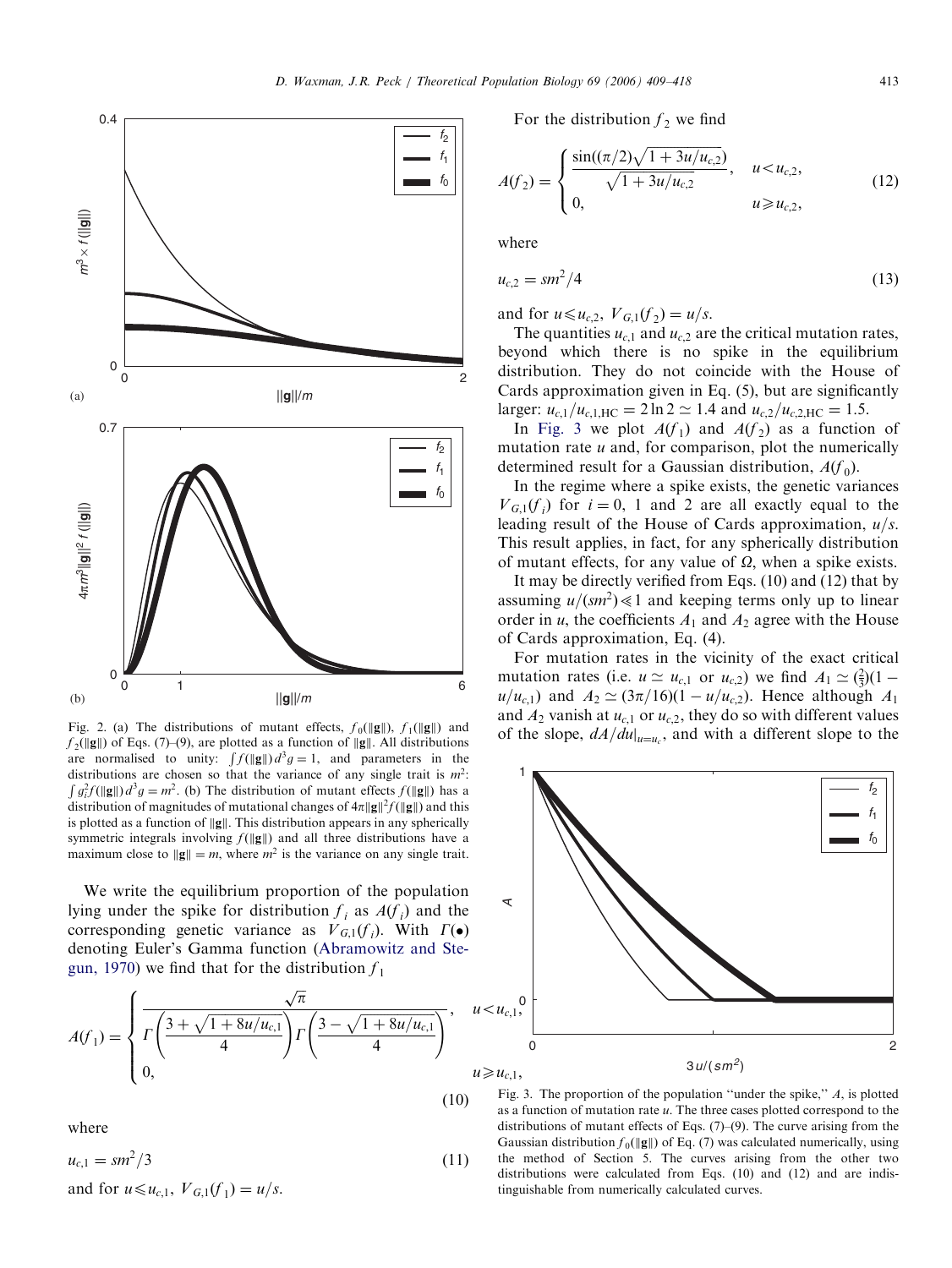Fig. 2. (a) The distributions of mutant effects, $f_0(\|\mathbf{g}\|)$, $f_1(\|\mathbf{g}\|)$ and $f_2(\|\mathbf{g}\|)$ of Eqs. (7)–(9), are plotted as a function of $\|\mathbf{g}\|$. All distributions are normalised to unity: $\int f(\|\mathbf{g}\|)\, d^3g = 1$, and parameters in the distributions are chosen so that the variance of any single trait is $m^2$: $\int g_i^2 f(\|\mathbf{g}\|)\, d^3g = m^2$. (b) The distribution of mutant effects $f(\|\mathbf{g}\|)$ has a distribution of magnitudes of mutational changes of $4\pi\|\mathbf{g}\|^2 f(\|\mathbf{g}\|)$ and this is plotted as a function of $\|\mathbf{g}\|$. This distribution appears in any spherically symmetric integrals involving $f(\|\mathbf{g}\|)$ and all three distributions have a maximum close to $\|\mathbf{g}\| = m$, where $m^2$ is the variance on any single trait.

We write the equilibrium proportion of the population lying under the spike for distribution $f_i$ as $A(f_i)$ and the corresponding genetic variance as $V_{G,1}(f_i)$. With $\Gamma(\bullet)$ denoting Euler's Gamma function (Abramowitz and Stegun, 1970) we find that for the distribution $f_1$

$$A(f_1) = \begin{cases} \dfrac{\sqrt{\pi}}{\Gamma\left(\dfrac{3+\sqrt{1+8u/u_{c,1}}}{4}\right)\Gamma\left(\dfrac{3-\sqrt{1+8u/u_{c,1}}}{4}\right)}, & u < u_{c,1}, \\ 0, & u \geqslant u_{c,1}, \end{cases} \tag{10}$$

where

$$u_{c,1} = sm^2/3 \tag{11}$$

and for $u \leqslant u_{c,1}$, $V_{G,1}(f_1) = u/s$.

For the distribution $f_2$ we find

$$A(f_2) = \begin{cases} \dfrac{\sin((\pi/2)\sqrt{1+3u/u_{c,2}})}{\sqrt{1+3u/u_{c,2}}}, & u < u_{c,2}, \\ 0, & u \geqslant u_{c,2}, \end{cases} \tag{12}$$

where

$$u_{c,2} = sm^2/4 \tag{13}$$

and for $u \leqslant u_{c,2}$, $V_{G,1}(f_2) = u/s$.

The quantities $u_{c,1}$ and $u_{c,2}$ are the critical mutation rates, beyond which there is no spike in the equilibrium distribution. They do not coincide with the House of Cards approximation given in Eq. (5), but are significantly larger: $u_{c,1}/u_{c,1,\mathrm{HC}} = 2\ln 2 \simeq 1.4$ and $u_{c,2}/u_{c,2,\mathrm{HC}} = 1.5$.

In Fig. 3 we plot $A(f_1)$ and $A(f_2)$ as a function of mutation rate $u$ and, for comparison, plot the numerically determined result for a Gaussian distribution, $A(f_0)$.

In the regime where a spike exists, the genetic variances $V_{G,1}(f_i)$ for $i = 0$, 1 and 2 are all exactly equal to the leading result of the House of Cards approximation, $u/s$. This result applies, in fact, for any spherically distribution of mutant effects, for any value of $\Omega$, when a spike exists.

It may be directly verified from Eqs. (10) and (12) that by assuming $u/(sm^2) \ll 1$ and keeping terms only up to linear order in $u$, the coefficients $A_1$ and $A_2$ agree with the House of Cards approximation, Eq. (4).

For mutation rates in the vicinity of the exact critical mutation rates (i.e. $u \simeq u_{c,1}$ or $u_{c,2}$) we find $A_1 \simeq (\frac{2}{3})(1 - u/u_{c,1})$ and $A_2 \simeq (3\pi/16)(1 - u/u_{c,2})$. Hence although $A_1$ and $A_2$ vanish at $u_{c,1}$ or $u_{c,2}$, they do so with different values of the slope, $dA/du|_{u=u_c}$, and with a different slope to the

Fig. 3. The proportion of the population "under the spike," $A$, is plotted as a function of mutation rate $u$. The three cases plotted correspond to the distributions of mutant effects of Eqs. (7)–(9). The curve arising from the Gaussian distribution $f_0(\|\mathbf{g}\|)$ of Eq. (7) was calculated numerically, using the method of Section 5. The curves arising from the other two distributions were calculated from Eqs. (10) and (12) and are indistinguishable from numerically calculated curves.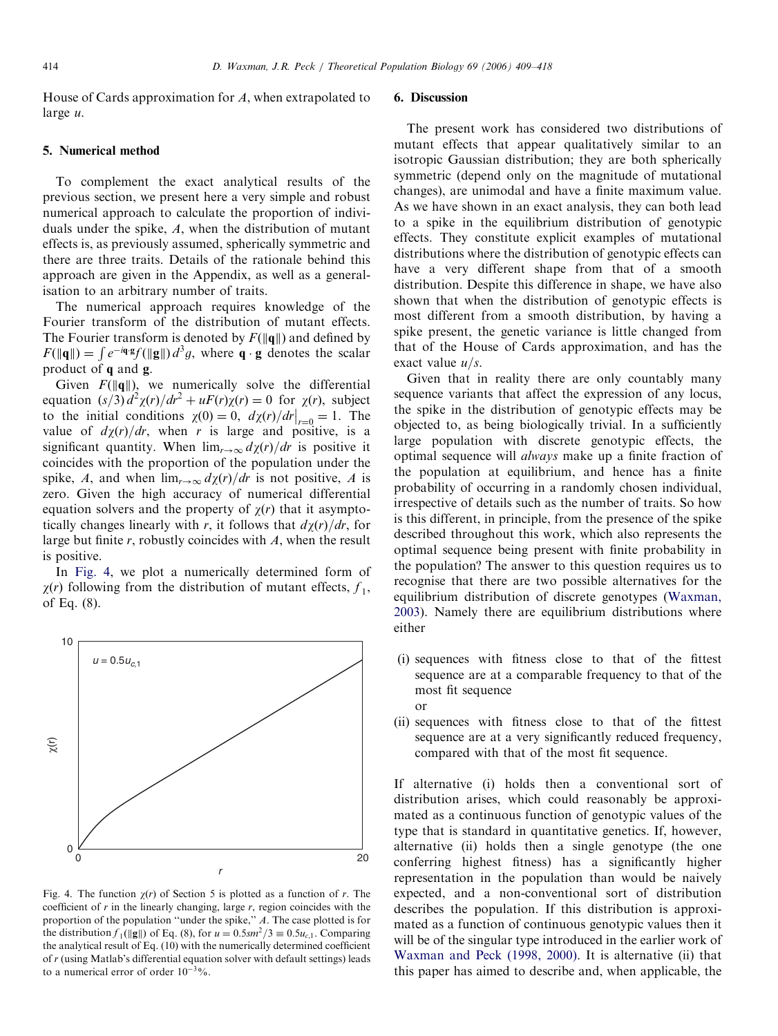House of Cards approximation for $A$, when extrapolated to large $u$.

## 5. Numerical method

To complement the exact analytical results of the previous section, we present here a very simple and robust numerical approach to calculate the proportion of individuals under the spike, $A$, when the distribution of mutant effects is, as previously assumed, spherically symmetric and there are three traits. Details of the rationale behind this approach are given in the Appendix, as well as a generalisation to an arbitrary number of traits.

The numerical approach requires knowledge of the Fourier transform of the distribution of mutant effects. The Fourier transform is denoted by $F(\|\mathbf{q}\|)$ and defined by $F(\|\mathbf{q}\|) = \int e^{-i\mathbf{q}\cdot\mathbf{g}} f(\|\mathbf{g}\|)\, d^3g$, where $\mathbf{q}\cdot\mathbf{g}$ denotes the scalar product of $\mathbf{q}$ and $\mathbf{g}$.

Given $F(\|\mathbf{q}\|)$, we numerically solve the differential equation $(s/3)\, d^2\chi(r)/dr^2 + uF(r)\chi(r) = 0$ for $\chi(r)$, subject to the initial conditions $\chi(0) = 0$, $d\chi(r)/dr|_{r=0} = 1$. The value of $d\chi(r)/dr$, when $r$ is large and positive, is a significant quantity. When $\lim_{r\to\infty} d\chi(r)/dr$ is positive it coincides with the proportion of the population under the spike, $A$, and when $\lim_{r\to\infty} d\chi(r)/dr$ is not positive, $A$ is zero. Given the high accuracy of numerical differential equation solvers and the property of $\chi(r)$ that it asymptotically changes linearly with $r$, it follows that $d\chi(r)/dr$, for large but finite $r$, robustly coincides with $A$, when the result is positive.

In Fig. 4, we plot a numerically determined form of $\chi(r)$ following from the distribution of mutant effects, $f_1$, of Eq. (8).

Fig. 4. The function $\chi(r)$ of Section 5 is plotted as a function of $r$. The coefficient of $r$ in the linearly changing, large $r$, region coincides with the proportion of the population "under the spike," $A$. The case plotted is for the distribution $f_1(\|\mathbf{g}\|)$ of Eq. (8), for $u = 0.5sm^2/3 \equiv 0.5u_{c,1}$. Comparing the analytical result of Eq. (10) with the numerically determined coefficient of $r$ (using Matlab's differential equation solver with default settings) leads to a numerical error of order $10^{-3}$%.

## 6. Discussion

The present work has considered two distributions of mutant effects that appear qualitatively similar to an isotropic Gaussian distribution; they are both spherically symmetric (depend only on the magnitude of mutational changes), are unimodal and have a finite maximum value. As we have shown in an exact analysis, they can both lead to a spike in the equilibrium distribution of genotypic effects. They constitute explicit examples of mutational distributions where the distribution of genotypic effects can have a very different shape from that of a smooth distribution. Despite this difference in shape, we have also shown that when the distribution of genotypic effects is most different from a smooth distribution, by having a spike present, the genetic variance is little changed from that of the House of Cards approximation, and has the exact value $u/s$.

Given that in reality there are only countably many sequence variants that affect the expression of any locus, the spike in the distribution of genotypic effects may be objected to, as being biologically trivial. In a sufficiently large population with discrete genotypic effects, the optimal sequence will *always* make up a finite fraction of the population at equilibrium, and hence has a finite probability of occurring in a randomly chosen individual, irrespective of details such as the number of traits. So how is this different, in principle, from the presence of the spike described throughout this work, which also represents the optimal sequence being present with finite probability in the population? The answer to this question requires us to recognise that there are two possible alternatives for the equilibrium distribution of discrete genotypes (Waxman, 2003). Namely there are equilibrium distributions where either

(i) sequences with fitness close to that of the fittest sequence are at a comparable frequency to that of the most fit sequence
   or
(ii) sequences with fitness close to that of the fittest sequence are at a very significantly reduced frequency, compared with that of the most fit sequence.

If alternative (i) holds then a conventional sort of distribution arises, which could reasonably be approximated as a continuous function of genotypic values of the type that is standard in quantitative genetics. If, however, alternative (ii) holds then a single genotype (the one conferring highest fitness) has a significantly higher representation in the population than would be naively expected, and a non-conventional sort of distribution describes the population. If this distribution is approximated as a function of continuous genotypic values then it will be of the singular type introduced in the earlier work of Waxman and Peck (1998, 2000). It is alternative (ii) that this paper has aimed to describe and, when applicable, the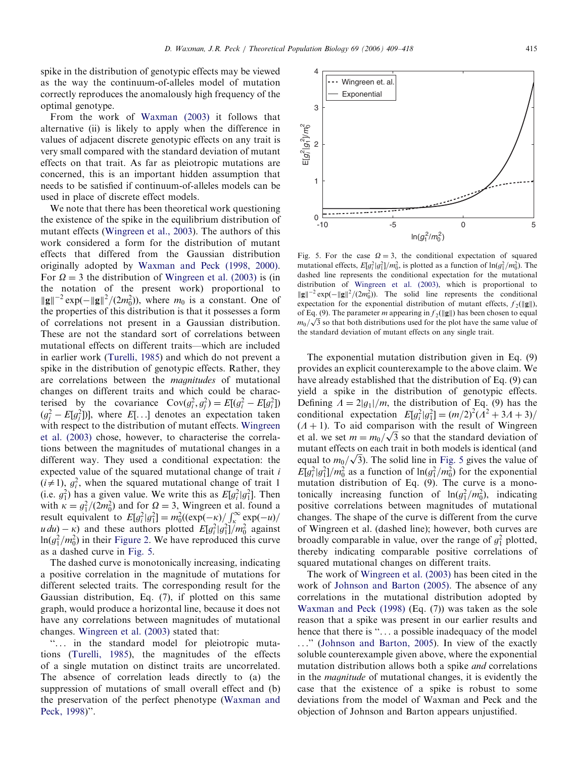spike in the distribution of genotypic effects may be viewed as the way the continuum-of-alleles model of mutation correctly reproduces the anomalously high frequency of the optimal genotype.

From the work of Waxman (2003) it follows that alternative (ii) is likely to apply when the difference in values of adjacent discrete genotypic effects on any trait is very small compared with the standard deviation of mutant effects on that trait. As far as pleiotropic mutations are concerned, this is an important hidden assumption that needs to be satisfied if continuum-of-alleles models can be used in place of discrete effect models.

We note that there has been theoretical work questioning the existence of the spike in the equilibrium distribution of mutant effects (Wingreen et al., 2003). The authors of this work considered a form for the distribution of mutant effects that differed from the Gaussian distribution originally adopted by Waxman and Peck (1998, 2000). For $\Omega = 3$ the distribution of Wingreen et al. (2003) is (in the notation of the present work) proportional to $\|\mathbf{g}\|^{-2}\exp(-\|\mathbf{g}\|^2/(2m_0^2))$, where $m_0$ is a constant. One of the properties of this distribution is that it possesses a form of correlations not present in a Gaussian distribution. These are not the standard sort of correlations between mutational effects on different traits—which are included in earlier work (Turelli, 1985) and which do not prevent a spike in the distribution of genotypic effects. Rather, they are correlations between the *magnitudes* of mutational changes on different traits and which could be characterised by the covariance $\mathrm{Cov}(g_i^2, g_j^2) = E[(g_i^2 - E[g_i^2])(g_j^2 - E[g_j^2])]$, where $E[\ldots]$ denotes an expectation taken with respect to the distribution of mutant effects. Wingreen et al. (2003) chose, however, to characterise the correlations between the magnitudes of mutational changes in a different way. They used a conditional expectation: the expected value of the squared mutational change of trait $i$ $(i \neq 1)$, $g_i^2$, when the squared mutational change of trait 1 (i.e. $g_1^2$) has a given value. We write this as $E[g_i^2|g_1^2]$. Then with $\kappa = g_1^2/(2m_0^2)$ and for $\Omega = 3$, Wingreen et al. found a result equivalent to $E[g_i^2|g_1^2] = m_0^2((\exp(-\kappa)/\int_\kappa^\infty \exp(-u)/u\,du) - \kappa)$ and these authors plotted $E[g_i^2|g_1^2]/m_0^2$ against $\ln(g_1^2/m_0^2)$ in their Figure 2. We have reproduced this curve as a dashed curve in Fig. 5.

The dashed curve is monotonically increasing, indicating a positive correlation in the magnitude of mutations for different selected traits. The corresponding result for the Gaussian distribution, Eq. (7), if plotted on this same graph, would produce a horizontal line, because it does not have any correlations between magnitudes of mutational changes. Wingreen et al. (2003) stated that:

"... in the standard model for pleiotropic mutations (Turelli, 1985), the magnitudes of the effects of a single mutation on distinct traits are uncorrelated. The absence of correlation leads directly to (a) the suppression of mutations of small overall effect and (b) the preservation of the perfect phenotype (Waxman and Peck, 1998)".

Fig. 5. For the case $\Omega = 3$, the conditional expectation of squared mutational effects, $E[g_i^2|g_1^2]/m_0^2$, is plotted as a function of $\ln(g_1^2/m_0^2)$. The dashed line represents the conditional expectation for the mutational distribution of Wingreen et al. (2003), which is proportional to $\|\mathbf{g}\|^{-2}\exp(-\|\mathbf{g}\|^2/(2m_0^2))$. The solid line represents the conditional expectation for the exponential distribution of mutant effects, $f_2(\|\mathbf{g}\|)$, of Eq. (9). The parameter $m$ appearing in $f_2(\|\mathbf{g}\|)$ has been chosen to equal $m_0/\sqrt{3}$ so that both distributions used for the plot have the same value of the standard deviation of mutant effects on any single trait.

The exponential mutation distribution given in Eq. (9) provides an explicit counterexample to the above claim. We have already established that the distribution of Eq. (9) can yield a spike in the distribution of genotypic effects. Defining $\Lambda = 2|g_1|/m$, the distribution of Eq. (9) has the conditional expectation $E[g_i^2|g_1^2] = (m/2)^2(\Lambda^2 + 3\Lambda + 3)/(\Lambda + 1)$. To aid comparison with the result of Wingreen et al. we set $m = m_0/\sqrt{3}$ so that the standard deviation of mutant effects on each trait in both models is identical (and equal to $m_0/\sqrt{3}$). The solid line in Fig. 5 gives the value of $E[g_i^2|g_1^2]/m_0^2$ as a function of $\ln(g_1^2/m_0^2)$ for the exponential mutation distribution of Eq. (9). The curve is a monotonically increasing function of $\ln(g_1^2/m_0^2)$, indicating positive correlations between magnitudes of mutational changes. The shape of the curve is different from the curve of Wingreen et al. (dashed line); however, both curves are broadly comparable in value, over the range of $g_1^2$ plotted, thereby indicating comparable positive correlations of squared mutational changes on different traits.

The work of Wingreen et al. (2003) has been cited in the work of Johnson and Barton (2005). The absence of any correlations in the mutational distribution adopted by Waxman and Peck (1998) (Eq. (7)) was taken as the sole reason that a spike was present in our earlier results and hence that there is "... a possible inadequacy of the model ..." (Johnson and Barton, 2005). In view of the exactly soluble counterexample given above, where the exponential mutation distribution allows both a spike *and* correlations in the *magnitude* of mutational changes, it is evidently the case that the existence of a spike is robust to some deviations from the model of Waxman and Peck and the objection of Johnson and Barton appears unjustified.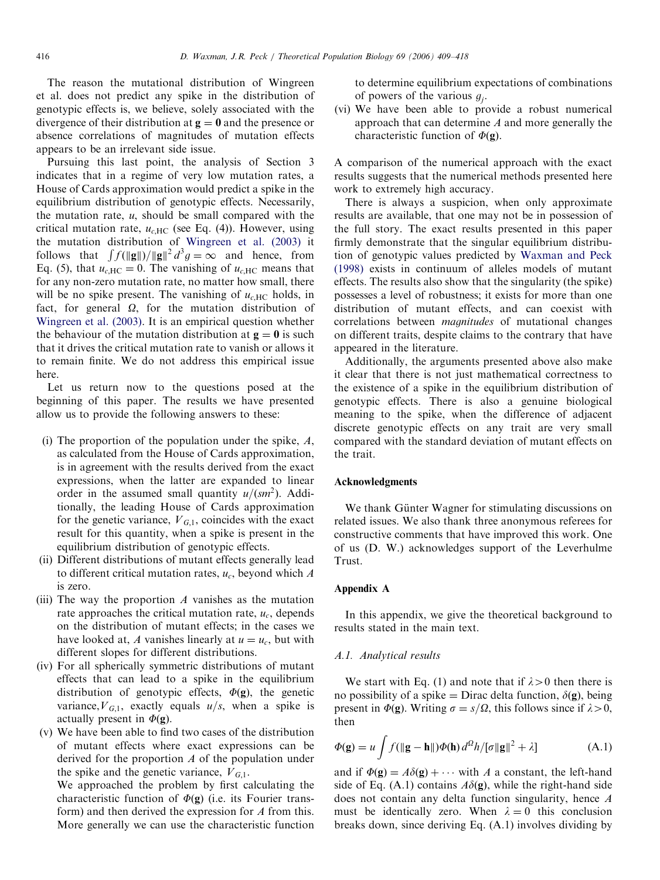The reason the mutational distribution of Wingreen et al. does not predict any spike in the distribution of genotypic effects is, we believe, solely associated with the divergence of their distribution at $\mathbf{g} = \mathbf{0}$ and the presence or absence correlations of magnitudes of mutation effects appears to be an irrelevant side issue.

Pursuing this last point, the analysis of Section 3 indicates that in a regime of very low mutation rates, a House of Cards approximation would predict a spike in the equilibrium distribution of genotypic effects. Necessarily, the mutation rate, $u$, should be small compared with the critical mutation rate, $u_{c,\mathrm{HC}}$ (see Eq. (4)). However, using the mutation distribution of Wingreen et al. (2003) it follows that $\int f(\|\mathbf{g}\|)/\|\mathbf{g}\|^2 \, d^3 g = \infty$ and hence, from Eq. (5), that $u_{c,\mathrm{HC}} = 0$. The vanishing of $u_{c,\mathrm{HC}}$ means that for any non-zero mutation rate, no matter how small, there will be no spike present. The vanishing of $u_{c,\mathrm{HC}}$ holds, in fact, for general $\Omega$, for the mutation distribution of Wingreen et al. (2003). It is an empirical question whether the behaviour of the mutation distribution at $\mathbf{g} = \mathbf{0}$ is such that it drives the critical mutation rate to vanish or allows it to remain finite. We do not address this empirical issue here.

Let us return now to the questions posed at the beginning of this paper. The results we have presented allow us to provide the following answers to these:

(i) The proportion of the population under the spike, $A$, as calculated from the House of Cards approximation, is in agreement with the results derived from the exact expressions, when the latter are expanded to linear order in the assumed small quantity $u/(sm^2)$. Additionally, the leading House of Cards approximation for the genetic variance, $V_{G,1}$, coincides with the exact result for this quantity, when a spike is present in the equilibrium distribution of genotypic effects.

(ii) Different distributions of mutant effects generally lead to different critical mutation rates, $u_c$, beyond which $A$ is zero.

(iii) The way the proportion $A$ vanishes as the mutation rate approaches the critical mutation rate, $u_c$, depends on the distribution of mutant effects; in the cases we have looked at, $A$ vanishes linearly at $u = u_c$, but with different slopes for different distributions.

(iv) For all spherically symmetric distributions of mutant effects that can lead to a spike in the equilibrium distribution of genotypic effects, $\Phi(\mathbf{g})$, the genetic variance, $V_{G,1}$, exactly equals $u/s$, when a spike is actually present in $\Phi(\mathbf{g})$.

(v) We have been able to find two cases of the distribution of mutant effects where exact expressions can be derived for the proportion $A$ of the population under the spike and the genetic variance, $V_{G,1}$.
We approached the problem by first calculating the characteristic function of $\Phi(\mathbf{g})$ (i.e. its Fourier transform) and then derived the expression for $A$ from this. More generally we can use the characteristic function to determine equilibrium expectations of combinations of powers of the various $g_j$.

(vi) We have been able to provide a robust numerical approach that can determine $A$ and more generally the characteristic function of $\Phi(\mathbf{g})$.

A comparison of the numerical approach with the exact results suggests that the numerical methods presented here work to extremely high accuracy.

There is always a suspicion, when only approximate results are available, that one may not be in possession of the full story. The exact results presented in this paper firmly demonstrate that the singular equilibrium distribution of genotypic values predicted by Waxman and Peck (1998) exists in continuum of alleles models of mutant effects. The results also show that the singularity (the spike) possesses a level of robustness; it exists for more than one distribution of mutant effects, and can coexist with correlations between *magnitudes* of mutational changes on different traits, despite claims to the contrary that have appeared in the literature.

Additionally, the arguments presented above also make it clear that there is not just mathematical correctness to the existence of a spike in the equilibrium distribution of genotypic effects. There is also a genuine biological meaning to the spike, when the difference of adjacent discrete genotypic effects on any trait are very small compared with the standard deviation of mutant effects on the trait.

## Acknowledgments

We thank Günter Wagner for stimulating discussions on related issues. We also thank three anonymous referees for constructive comments that have improved this work. One of us (D. W.) acknowledges support of the Leverhulme Trust.

## Appendix A

In this appendix, we give the theoretical background to results stated in the main text.

### A.1. Analytical results

We start with Eq. (1) and note that if $\lambda > 0$ then there is no possibility of a spike = Dirac delta function, $\delta(\mathbf{g})$, being present in $\Phi(\mathbf{g})$. Writing $\sigma = s/\Omega$, this follows since if $\lambda > 0$, then

$$\Phi(\mathbf{g}) = u \int f(\|\mathbf{g} - \mathbf{h}\|)\Phi(\mathbf{h})\, d^{\Omega}h / [\sigma\|\mathbf{g}\|^2 + \lambda] \tag{A.1}$$

and if $\Phi(\mathbf{g}) = A\delta(\mathbf{g}) + \cdots$ with $A$ a constant, the left-hand side of Eq. (A.1) contains $A\delta(\mathbf{g})$, while the right-hand side does not contain any delta function singularity, hence $A$ must be identically zero. When $\lambda = 0$ this conclusion breaks down, since deriving Eq. (A.1) involves dividing by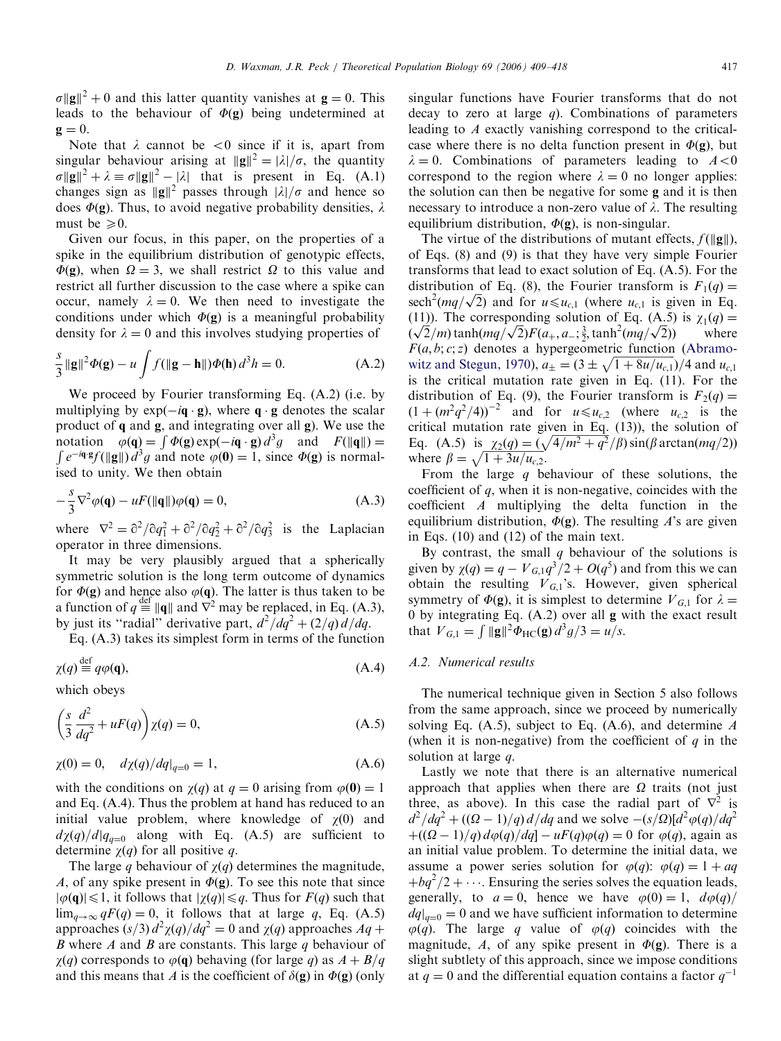$\sigma\|\mathbf{g}\|^2 + 0$ and this latter quantity vanishes at $\mathbf{g} = 0$. This leads to the behaviour of $\Phi(\mathbf{g})$ being undetermined at $\mathbf{g} = 0$.

Note that $\lambda$ cannot be $<0$ since if it is, apart from singular behaviour arising at $\|\mathbf{g}\|^2 = |\lambda|/\sigma$, the quantity $\sigma\|\mathbf{g}\|^2 + \lambda \equiv \sigma\|\mathbf{g}\|^2 - |\lambda|$ that is present in Eq. (A.1) changes sign as $\|\mathbf{g}\|^2$ passes through $|\lambda|/\sigma$ and hence so does $\Phi(\mathbf{g})$. Thus, to avoid negative probability densities, $\lambda$ must be $\geqslant 0$.

Given our focus, in this paper, on the properties of a spike in the equilibrium distribution of genotypic effects, $\Phi(\mathbf{g})$, when $\Omega = 3$, we shall restrict $\Omega$ to this value and restrict all further discussion to the case where a spike can occur, namely $\lambda = 0$. We then need to investigate the conditions under which $\Phi(\mathbf{g})$ is a meaningful probability density for $\lambda = 0$ and this involves studying properties of

$$\frac{s}{3}\|\mathbf{g}\|^2\Phi(\mathbf{g}) - u\int f(\|\mathbf{g}-\mathbf{h}\|)\Phi(\mathbf{h})\,d^3h = 0. \tag{A.2}$$

We proceed by Fourier transforming Eq. (A.2) (i.e. by multiplying by $\exp(-i\mathbf{q}\cdot\mathbf{g})$, where $\mathbf{q}\cdot\mathbf{g}$ denotes the scalar product of $\mathbf{q}$ and $\mathbf{g}$, and integrating over all $\mathbf{g}$). We use the notation $\varphi(\mathbf{q}) = \int \Phi(\mathbf{g})\exp(-i\mathbf{q}\cdot\mathbf{g})\,d^3g$ and $F(\|\mathbf{q}\|) = \int e^{-i\mathbf{q}\cdot\mathbf{g}} f(\|\mathbf{g}\|)\,d^3g$ and note $\varphi(\mathbf{0}) = 1$, since $\Phi(\mathbf{g})$ is normalised to unity. We then obtain

$$-\frac{s}{3}\nabla^2\varphi(\mathbf{q}) - uF(\|\mathbf{q}\|)\varphi(\mathbf{q}) = 0, \tag{A.3}$$

where $\nabla^2 = \partial^2/\partial q_1^2 + \partial^2/\partial q_2^2 + \partial^2/\partial q_3^2$ is the Laplacian operator in three dimensions.

It may be very plausibly argued that a spherically symmetric solution is the long term outcome of dynamics for $\Phi(\mathbf{g})$ and hence also $\varphi(\mathbf{q})$. The latter is thus taken to be a function of $q \stackrel{\text{def}}{=} \|\mathbf{q}\|$ and $\nabla^2$ may be replaced, in Eq. (A.3), by just its "radial" derivative part, $d^2/dq^2 + (2/q)\,d/dq$.

Eq. (A.3) takes its simplest form in terms of the function

$$\chi(q) \stackrel{\text{def}}{=} q\varphi(\mathbf{q}), \tag{A.4}$$

which obeys

$$\left(\frac{s}{3}\frac{d^2}{dq^2} + uF(q)\right)\chi(q) = 0, \tag{A.5}$$

$$\chi(0) = 0, \quad d\chi(q)/dq|_{q=0} = 1, \tag{A.6}$$

with the conditions on $\chi(q)$ at $q = 0$ arising from $\varphi(\mathbf{0}) = 1$ and Eq. (A.4). Thus the problem at hand has reduced to an initial value problem, where knowledge of $\chi(0)$ and $d\chi(q)/d|_{q_{=0}}$ along with Eq. (A.5) are sufficient to determine $\chi(q)$ for all positive $q$.

The large $q$ behaviour of $\chi(q)$ determines the magnitude, $A$, of any spike present in $\Phi(\mathbf{g})$. To see this note that since $|\varphi(\mathbf{q})| \leqslant 1$, it follows that $|\chi(q)| \leqslant q$. Thus for $F(q)$ such that $\lim_{q\to\infty} qF(q) = 0$, it follows that at large $q$, Eq. (A.5) approaches $(s/3)\,d^2\chi(q)/dq^2 = 0$ and $\chi(q)$ approaches $Aq + B$ where $A$ and $B$ are constants. This large $q$ behaviour of $\chi(q)$ corresponds to $\varphi(\mathbf{q})$ behaving (for large $q$) as $A + B/q$ and this means that $A$ is the coefficient of $\delta(\mathbf{g})$ in $\Phi(\mathbf{g})$ (only singular functions have Fourier transforms that do not decay to zero at large $q$). Combinations of parameters leading to $A$ exactly vanishing correspond to the critical-case where there is no delta function present in $\Phi(\mathbf{g})$, but $\lambda = 0$. Combinations of parameters leading to $A<0$ correspond to the region where $\lambda = 0$ no longer applies: the solution can then be negative for some $\mathbf{g}$ and it is then necessary to introduce a non-zero value of $\lambda$. The resulting equilibrium distribution, $\Phi(\mathbf{g})$, is non-singular.

The virtue of the distributions of mutant effects, $f(\|\mathbf{g}\|)$, of Eqs. (8) and (9) is that they have very simple Fourier transforms that lead to exact solution of Eq. (A.5). For the distribution of Eq. (8), the Fourier transform is $F_1(q) = \operatorname{sech}^2(mq/\sqrt{2})$ and for $u \leqslant u_{c,1}$ (where $u_{c,1}$ is given in Eq. (11)). The corresponding solution of Eq. (A.5) is $\chi_1(q) = (\sqrt{2}/m)\tanh(mq/\sqrt{2})F(a_+, a_-; \frac{3}{2}, \tanh^2(mq/\sqrt{2}))$ where $F(a, b; c; z)$ denotes a hypergeometric function (Abramowitz and Stegun, 1970), $a_\pm = (3 \pm \sqrt{1 + 8u/u_{c,1}})/4$ and $u_{c,1}$ is the critical mutation rate given in Eq. (11). For the distribution of Eq. (9), the Fourier transform is $F_2(q) = (1 + (m^2q^2/4))^{-2}$ and for $u \leqslant u_{c,2}$ (where $u_{c,2}$ is the critical mutation rate given in Eq. (13)), the solution of Eq. (A.5) is $\chi_2(q) = (\sqrt{4/m^2 + q^2}/\beta)\sin(\beta\arctan(mq/2))$ where $\beta = \sqrt{1 + 3u/u_{c,2}}$.

From the large $q$ behaviour of these solutions, the coefficient of $q$, when it is non-negative, coincides with the coefficient $A$ multiplying the delta function in the equilibrium distribution, $\Phi(\mathbf{g})$. The resulting $A$'s are given in Eqs. (10) and (12) of the main text.

By contrast, the small $q$ behaviour of the solutions is given by $\chi(q) = q - V_{G,1}q^3/2 + O(q^5)$ and from this we can obtain the resulting $V_{G,1}$'s. However, given spherical symmetry of $\Phi(\mathbf{g})$, it is simplest to determine $V_{G,1}$ for $\lambda = 0$ by integrating Eq. (A.2) over all $\mathbf{g}$ with the exact result that $V_{G,1} = \int \|\mathbf{g}\|^2\Phi_{\text{HC}}(\mathbf{g})\,d^3g/3 = u/s$.

### A.2. Numerical results

The numerical technique given in Section 5 also follows from the same approach, since we proceed by numerically solving Eq. (A.5), subject to Eq. (A.6), and determine $A$ (when it is non-negative) from the coefficient of $q$ in the solution at large $q$.

Lastly we note that there is an alternative numerical approach that applies when there are $\Omega$ traits (not just three, as above). In this case the radial part of $\nabla^2$ is $d^2/dq^2 + ((\Omega - 1)/q)\,d/dq$ and we solve $-(s/\Omega)[d^2\varphi(q)/dq^2 + ((\Omega - 1)/q)\,d\varphi(q)/dq] - uF(q)\varphi(q) = 0$ for $\varphi(q)$, again as an initial value problem. To determine the initial data, we assume a power series solution for $\varphi(q)$: $\varphi(q) = 1 + aq + bq^2/2 + \cdots$. Ensuring the series solves the equation leads, generally, to $a = 0$, hence we have $\varphi(0) = 1$, $d\varphi(q)/dq|_{q=0} = 0$ and we have sufficient information to determine $\varphi(q)$. The large $q$ value of $\varphi(q)$ coincides with the magnitude, $A$, of any spike present in $\Phi(\mathbf{g})$. There is a slight subtlety of this approach, since we impose conditions at $q = 0$ and the differential equation contains a factor $q^{-1}$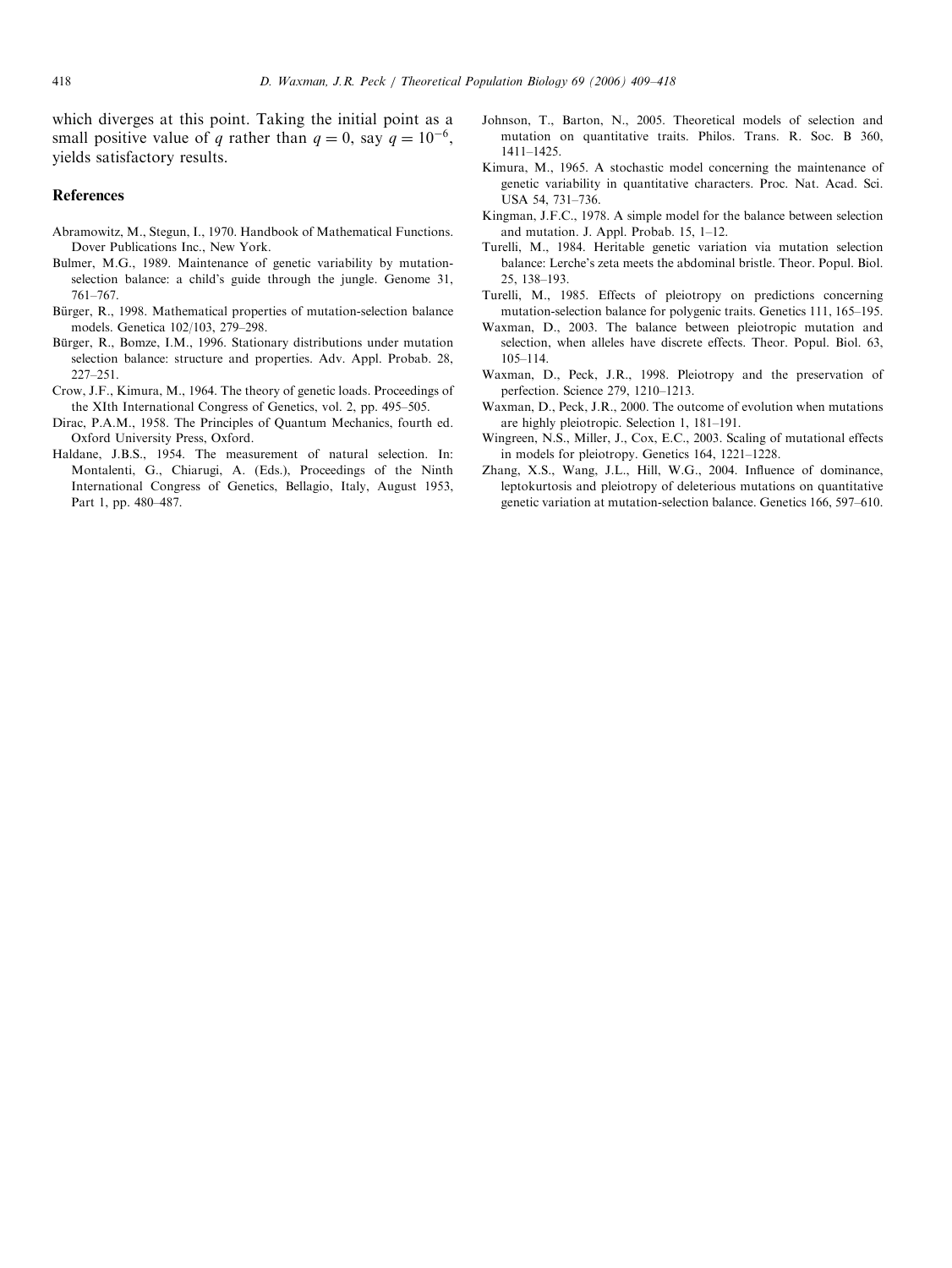which diverges at this point. Taking the initial point as a small positive value of $q$ rather than $q = 0$, say $q = 10^{-6}$, yields satisfactory results.

## References

Abramowitz, M., Stegun, I., 1970. Handbook of Mathematical Functions. Dover Publications Inc., New York.

Bulmer, M.G., 1989. Maintenance of genetic variability by mutation-selection balance: a child's guide through the jungle. Genome 31, 761–767.

Bürger, R., 1998. Mathematical properties of mutation-selection balance models. Genetica 102/103, 279–298.

Bürger, R., Bomze, I.M., 1996. Stationary distributions under mutation selection balance: structure and properties. Adv. Appl. Probab. 28, 227–251.

Crow, J.F., Kimura, M., 1964. The theory of genetic loads. Proceedings of the XIth International Congress of Genetics, vol. 2, pp. 495–505.

Dirac, P.A.M., 1958. The Principles of Quantum Mechanics, fourth ed. Oxford University Press, Oxford.

Haldane, J.B.S., 1954. The measurement of natural selection. In: Montalenti, G., Chiarugi, A. (Eds.), Proceedings of the Ninth International Congress of Genetics, Bellagio, Italy, August 1953, Part 1, pp. 480–487.

Johnson, T., Barton, N., 2005. Theoretical models of selection and mutation on quantitative traits. Philos. Trans. R. Soc. B 360, 1411–1425.

Kimura, M., 1965. A stochastic model concerning the maintenance of genetic variability in quantitative characters. Proc. Nat. Acad. Sci. USA 54, 731–736.

Kingman, J.F.C., 1978. A simple model for the balance between selection and mutation. J. Appl. Probab. 15, 1–12.

Turelli, M., 1984. Heritable genetic variation via mutation selection balance: Lerche's zeta meets the abdominal bristle. Theor. Popul. Biol. 25, 138–193.

Turelli, M., 1985. Effects of pleiotropy on predictions concerning mutation-selection balance for polygenic traits. Genetics 111, 165–195.

Waxman, D., 2003. The balance between pleiotropic mutation and selection, when alleles have discrete effects. Theor. Popul. Biol. 63, 105–114.

Waxman, D., Peck, J.R., 1998. Pleiotropy and the preservation of perfection. Science 279, 1210–1213.

Waxman, D., Peck, J.R., 2000. The outcome of evolution when mutations are highly pleiotropic. Selection 1, 181–191.

Wingreen, N.S., Miller, J., Cox, E.C., 2003. Scaling of mutational effects in models for pleiotropy. Genetics 164, 1221–1228.

Zhang, X.S., Wang, J.L., Hill, W.G., 2004. Influence of dominance, leptokurtosis and pleiotropy of deleterious mutations on quantitative genetic variation at mutation-selection balance. Genetics 166, 597–610.